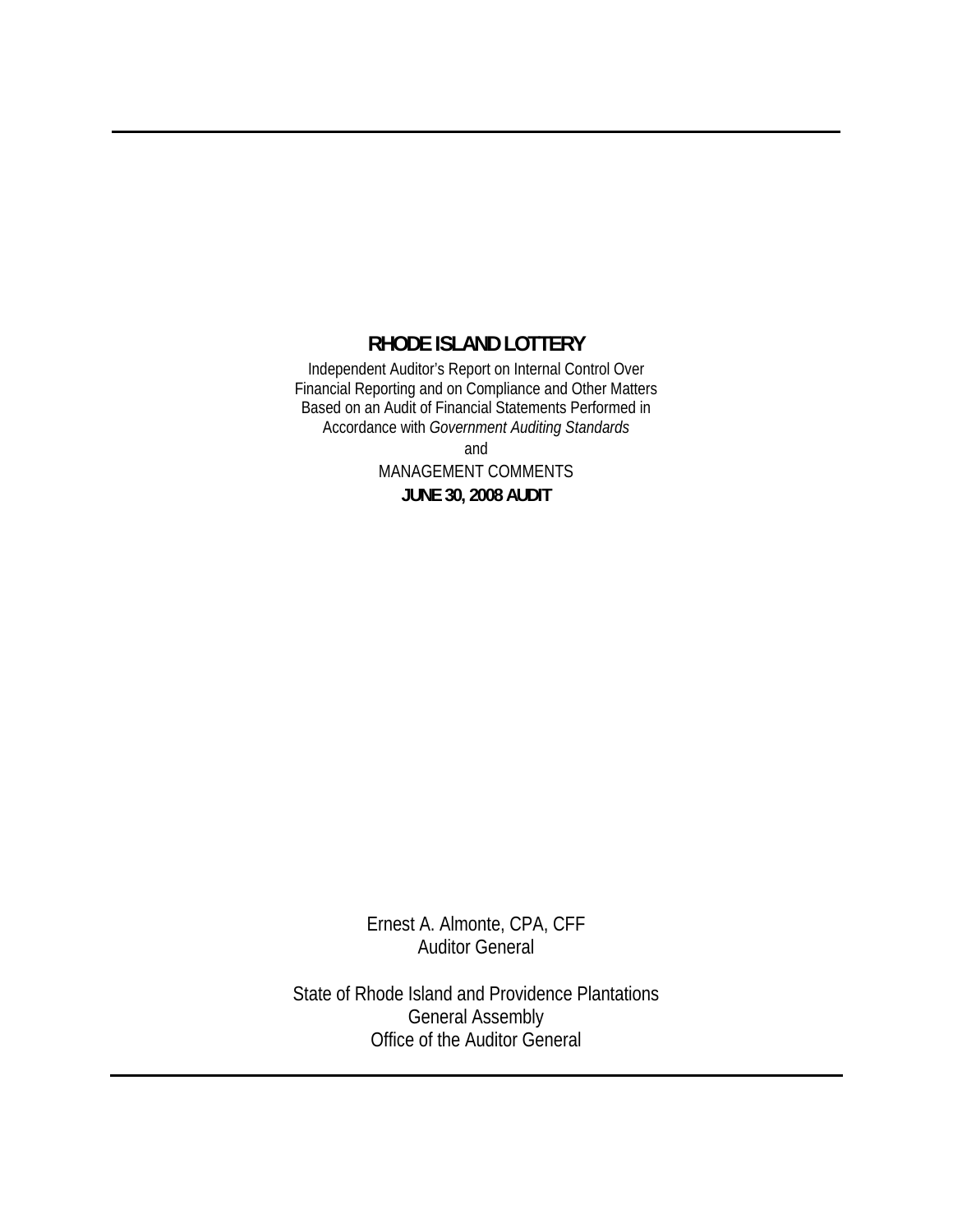# RHODE ISLAND LOTTERY

Independent Auditor's Report on Internal Control Over Financial Reporting and on Compliance and Other Matters Based on an Audit of Financial Statements Performed in Accordance with *Government Auditing Standards*

and

MANAGEMENT COMMENTS

**JUNE 30, 2008 AUDIT**

Ernest A. Almonte, CPA, CFF
Auditor General

State of Rhode Island and Providence Plantations
General Assembly
Office of the Auditor General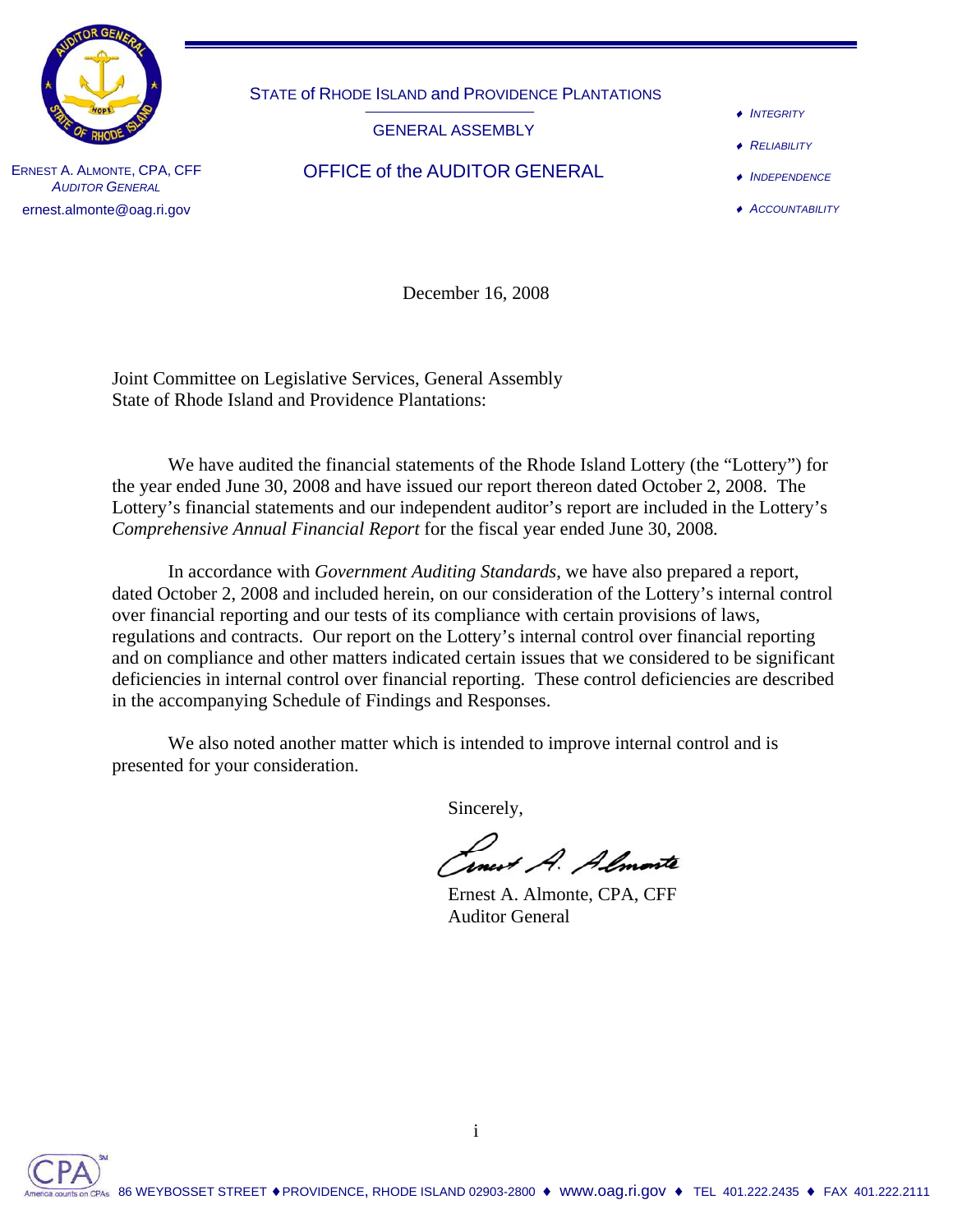STATE of RHODE ISLAND and PROVIDENCE PLANTATIONS

GENERAL ASSEMBLY

OFFICE of the AUDITOR GENERAL

ERNEST A. ALMONTE, CPA, CFF
*AUDITOR GENERAL*
ernest.almonte@oag.ri.gov

- *INTEGRITY*
- *RELIABILITY*
- *INDEPENDENCE*
- *ACCOUNTABILITY*

December 16, 2008

Joint Committee on Legislative Services, General Assembly
State of Rhode Island and Providence Plantations:

We have audited the financial statements of the Rhode Island Lottery (the "Lottery") for the year ended June 30, 2008 and have issued our report thereon dated October 2, 2008. The Lottery's financial statements and our independent auditor's report are included in the Lottery's *Comprehensive Annual Financial Report* for the fiscal year ended June 30, 2008.

In accordance with *Government Auditing Standards*, we have also prepared a report, dated October 2, 2008 and included herein, on our consideration of the Lottery's internal control over financial reporting and our tests of its compliance with certain provisions of laws, regulations and contracts. Our report on the Lottery's internal control over financial reporting and on compliance and other matters indicated certain issues that we considered to be significant deficiencies in internal control over financial reporting. These control deficiencies are described in the accompanying Schedule of Findings and Responses.

We also noted another matter which is intended to improve internal control and is presented for your consideration.

Sincerely,

Ernest A. Almonte

Ernest A. Almonte, CPA, CFF
Auditor General

86 WEYBOSSET STREET ♦ PROVIDENCE, RHODE ISLAND 02903-2800 ♦ www.oag.ri.gov ♦ TEL 401.222.2435 ♦ FAX 401.222.2111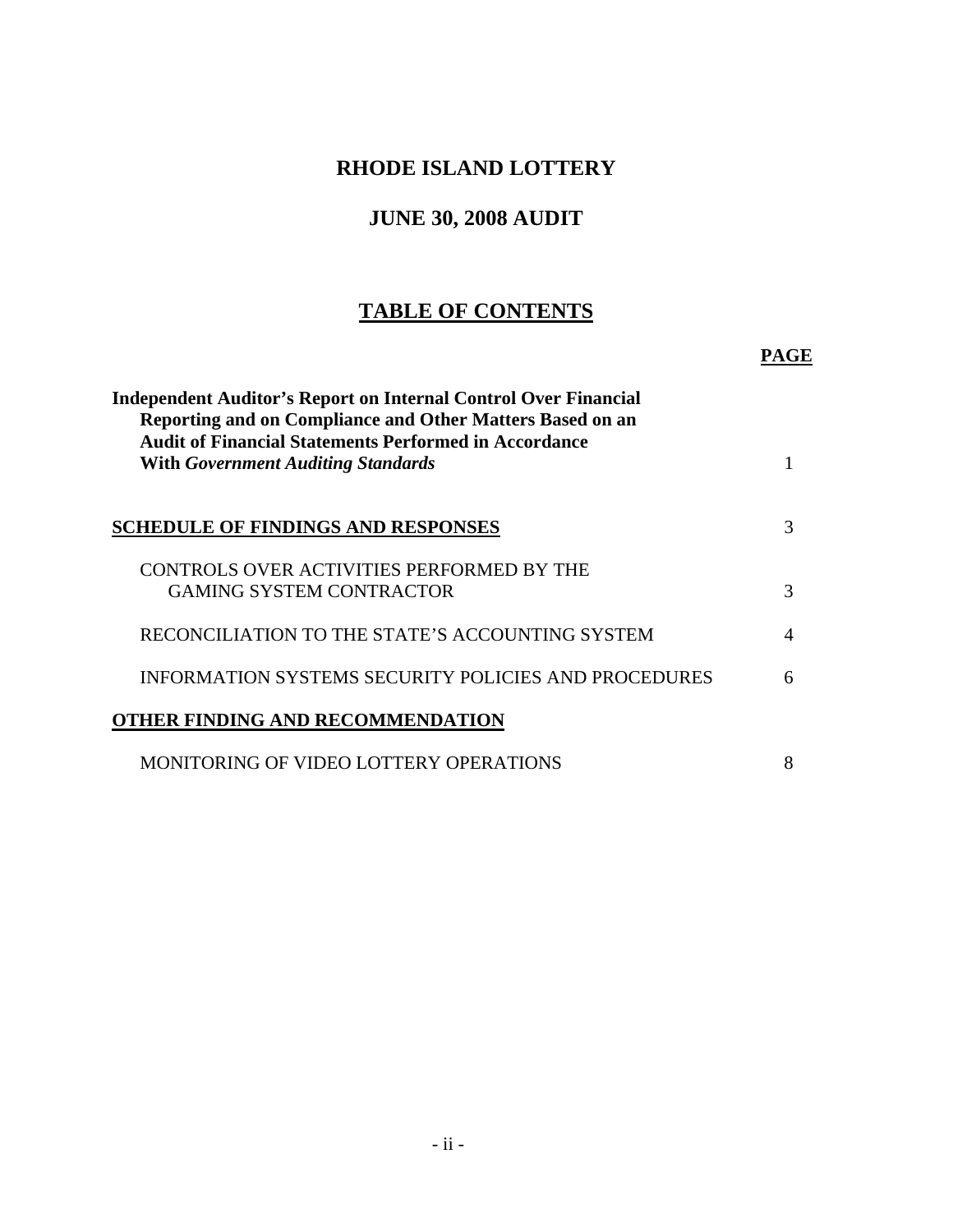# RHODE ISLAND LOTTERY

## JUNE 30, 2008 AUDIT

## TABLE OF CONTENTS

| | PAGE |
|---|---|
| **Independent Auditor's Report on Internal Control Over Financial Reporting and on Compliance and Other Matters Based on an Audit of Financial Statements Performed in Accordance With *Government Auditing Standards*** | 1 |
| **SCHEDULE OF FINDINGS AND RESPONSES** | 3 |
| CONTROLS OVER ACTIVITIES PERFORMED BY THE GAMING SYSTEM CONTRACTOR | 3 |
| RECONCILIATION TO THE STATE'S ACCOUNTING SYSTEM | 4 |
| INFORMATION SYSTEMS SECURITY POLICIES AND PROCEDURES | 6 |
| **OTHER FINDING AND RECOMMENDATION** | |
| MONITORING OF VIDEO LOTTERY OPERATIONS | 8 |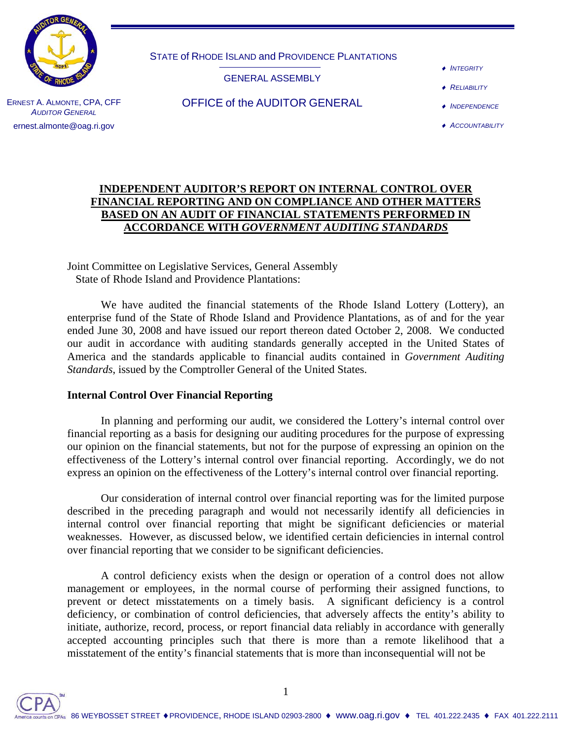STATE of RHODE ISLAND and PROVIDENCE PLANTATIONS

GENERAL ASSEMBLY

OFFICE of the AUDITOR GENERAL

ERNEST A. ALMONTE, CPA, CFF
*AUDITOR GENERAL*
ernest.almonte@oag.ri.gov

- *INTEGRITY*
- *RELIABILITY*
- *INDEPENDENCE*
- *ACCOUNTABILITY*

## INDEPENDENT AUDITOR'S REPORT ON INTERNAL CONTROL OVER FINANCIAL REPORTING AND ON COMPLIANCE AND OTHER MATTERS BASED ON AN AUDIT OF FINANCIAL STATEMENTS PERFORMED IN ACCORDANCE WITH *GOVERNMENT AUDITING STANDARDS*

Joint Committee on Legislative Services, General Assembly
State of Rhode Island and Providence Plantations:

We have audited the financial statements of the Rhode Island Lottery (Lottery), an enterprise fund of the State of Rhode Island and Providence Plantations, as of and for the year ended June 30, 2008 and have issued our report thereon dated October 2, 2008. We conducted our audit in accordance with auditing standards generally accepted in the United States of America and the standards applicable to financial audits contained in *Government Auditing Standards*, issued by the Comptroller General of the United States.

**Internal Control Over Financial Reporting**

In planning and performing our audit, we considered the Lottery's internal control over financial reporting as a basis for designing our auditing procedures for the purpose of expressing our opinion on the financial statements, but not for the purpose of expressing an opinion on the effectiveness of the Lottery's internal control over financial reporting. Accordingly, we do not express an opinion on the effectiveness of the Lottery's internal control over financial reporting.

Our consideration of internal control over financial reporting was for the limited purpose described in the preceding paragraph and would not necessarily identify all deficiencies in internal control over financial reporting that might be significant deficiencies or material weaknesses. However, as discussed below, we identified certain deficiencies in internal control over financial reporting that we consider to be significant deficiencies.

A control deficiency exists when the design or operation of a control does not allow management or employees, in the normal course of performing their assigned functions, to prevent or detect misstatements on a timely basis. A significant deficiency is a control deficiency, or combination of control deficiencies, that adversely affects the entity's ability to initiate, authorize, record, process, or report financial data reliably in accordance with generally accepted accounting principles such that there is more than a remote likelihood that a misstatement of the entity's financial statements that is more than inconsequential will not be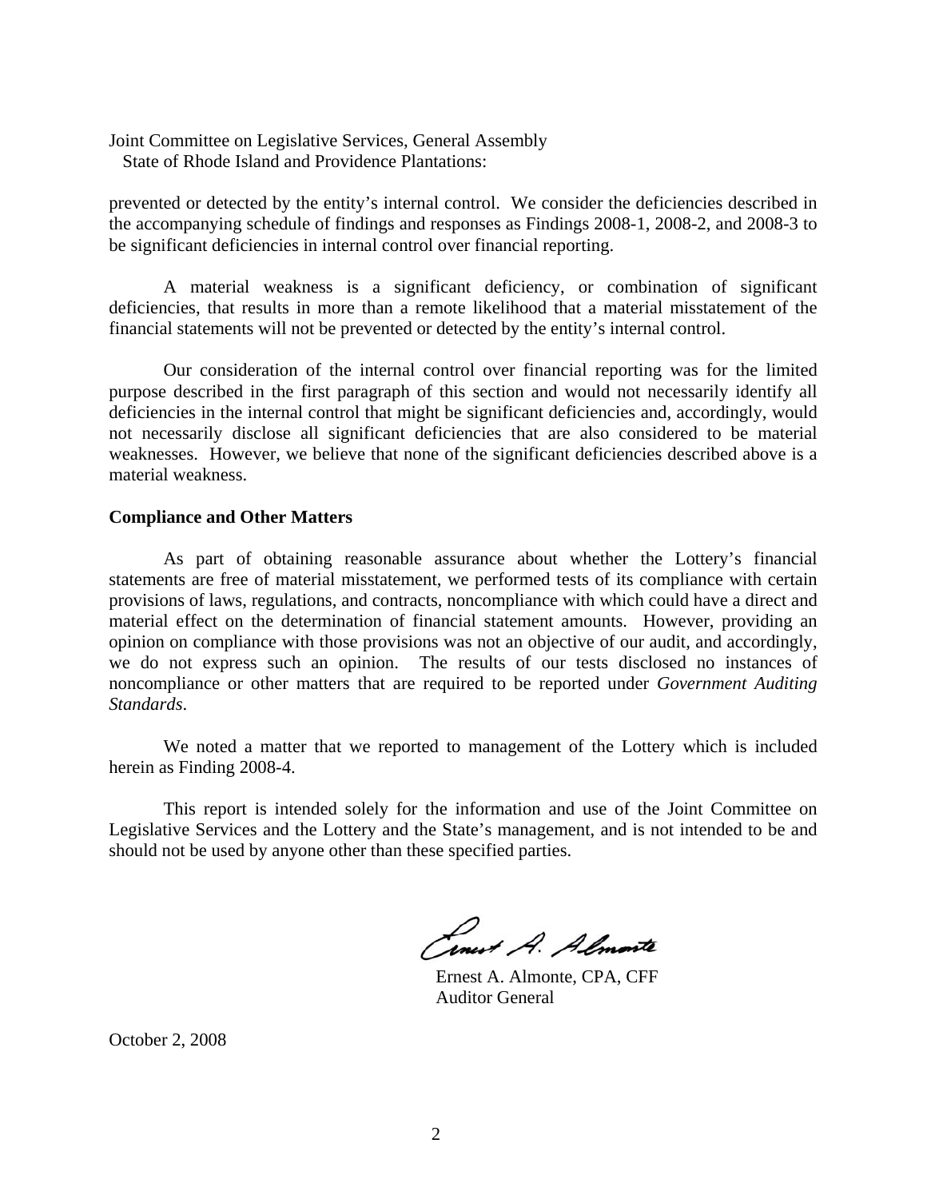Joint Committee on Legislative Services, General Assembly
State of Rhode Island and Providence Plantations:

prevented or detected by the entity's internal control. We consider the deficiencies described in the accompanying schedule of findings and responses as Findings 2008-1, 2008-2, and 2008-3 to be significant deficiencies in internal control over financial reporting.

A material weakness is a significant deficiency, or combination of significant deficiencies, that results in more than a remote likelihood that a material misstatement of the financial statements will not be prevented or detected by the entity's internal control.

Our consideration of the internal control over financial reporting was for the limited purpose described in the first paragraph of this section and would not necessarily identify all deficiencies in the internal control that might be significant deficiencies and, accordingly, would not necessarily disclose all significant deficiencies that are also considered to be material weaknesses. However, we believe that none of the significant deficiencies described above is a material weakness.

**Compliance and Other Matters**

As part of obtaining reasonable assurance about whether the Lottery's financial statements are free of material misstatement, we performed tests of its compliance with certain provisions of laws, regulations, and contracts, noncompliance with which could have a direct and material effect on the determination of financial statement amounts. However, providing an opinion on compliance with those provisions was not an objective of our audit, and accordingly, we do not express such an opinion. The results of our tests disclosed no instances of noncompliance or other matters that are required to be reported under *Government Auditing Standards*.

We noted a matter that we reported to management of the Lottery which is included herein as Finding 2008-4.

This report is intended solely for the information and use of the Joint Committee on Legislative Services and the Lottery and the State's management, and is not intended to be and should not be used by anyone other than these specified parties.

Ernest A. Almonte, CPA, CFF
Auditor General

October 2, 2008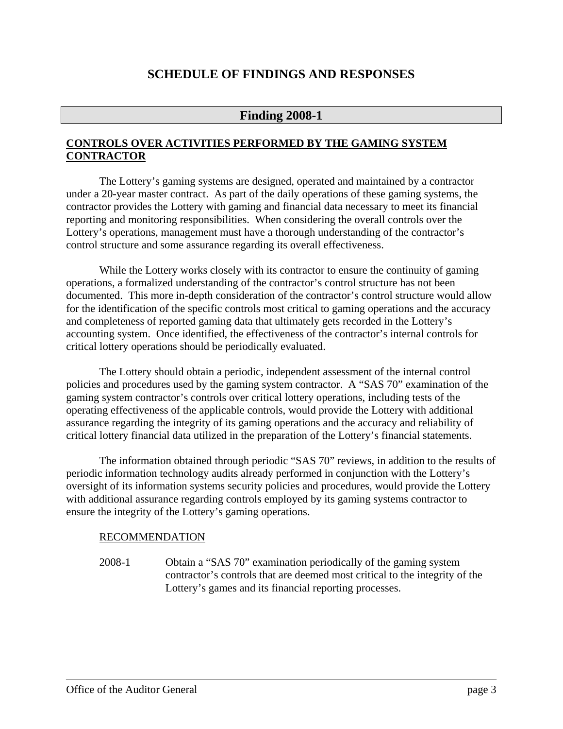# SCHEDULE OF FINDINGS AND RESPONSES

## Finding 2008-1

**CONTROLS OVER ACTIVITIES PERFORMED BY THE GAMING SYSTEM CONTRACTOR**

The Lottery's gaming systems are designed, operated and maintained by a contractor under a 20-year master contract. As part of the daily operations of these gaming systems, the contractor provides the Lottery with gaming and financial data necessary to meet its financial reporting and monitoring responsibilities. When considering the overall controls over the Lottery's operations, management must have a thorough understanding of the contractor's control structure and some assurance regarding its overall effectiveness.

While the Lottery works closely with its contractor to ensure the continuity of gaming operations, a formalized understanding of the contractor's control structure has not been documented. This more in-depth consideration of the contractor's control structure would allow for the identification of the specific controls most critical to gaming operations and the accuracy and completeness of reported gaming data that ultimately gets recorded in the Lottery's accounting system. Once identified, the effectiveness of the contractor's internal controls for critical lottery operations should be periodically evaluated.

The Lottery should obtain a periodic, independent assessment of the internal control policies and procedures used by the gaming system contractor. A "SAS 70" examination of the gaming system contractor's controls over critical lottery operations, including tests of the operating effectiveness of the applicable controls, would provide the Lottery with additional assurance regarding the integrity of its gaming operations and the accuracy and reliability of critical lottery financial data utilized in the preparation of the Lottery's financial statements.

The information obtained through periodic "SAS 70" reviews, in addition to the results of periodic information technology audits already performed in conjunction with the Lottery's oversight of its information systems security policies and procedures, would provide the Lottery with additional assurance regarding controls employed by its gaming systems contractor to ensure the integrity of the Lottery's gaming operations.

RECOMMENDATION

2008-1 Obtain a "SAS 70" examination periodically of the gaming system contractor's controls that are deemed most critical to the integrity of the Lottery's games and its financial reporting processes.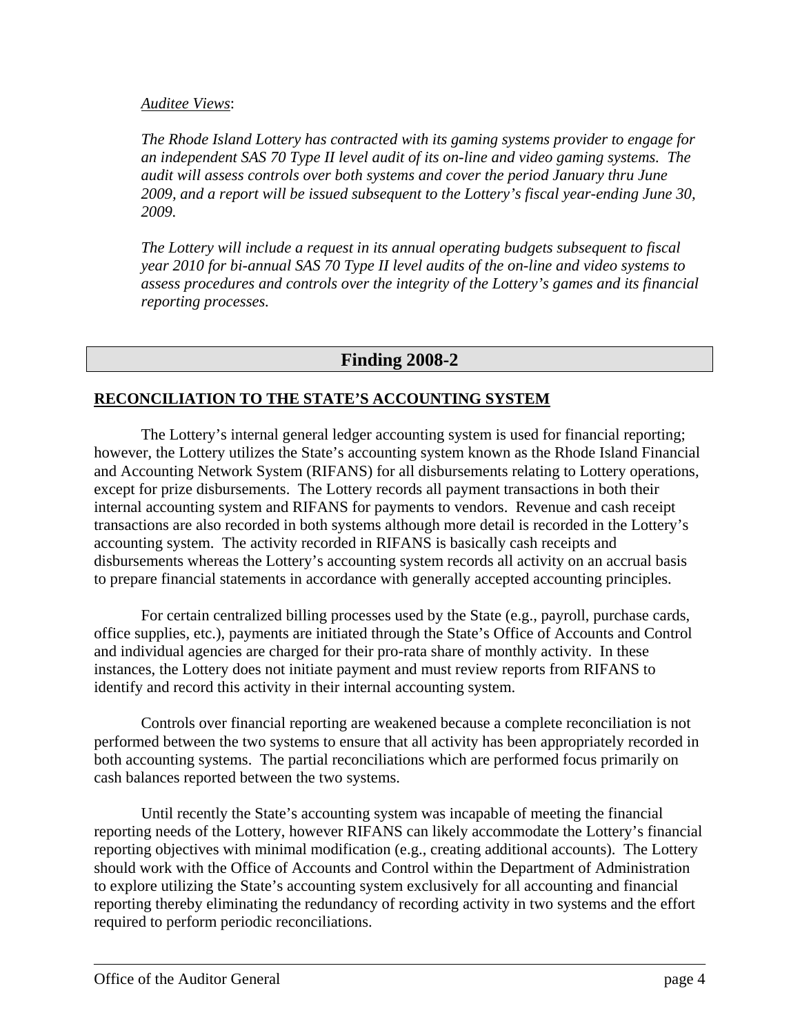*Auditee Views*:

*The Rhode Island Lottery has contracted with its gaming systems provider to engage for an independent SAS 70 Type II level audit of its on-line and video gaming systems. The audit will assess controls over both systems and cover the period January thru June 2009, and a report will be issued subsequent to the Lottery's fiscal year-ending June 30, 2009.*

*The Lottery will include a request in its annual operating budgets subsequent to fiscal year 2010 for bi-annual SAS 70 Type II level audits of the on-line and video systems to assess procedures and controls over the integrity of the Lottery's games and its financial reporting processes.*

## Finding 2008-2

### RECONCILIATION TO THE STATE'S ACCOUNTING SYSTEM

The Lottery's internal general ledger accounting system is used for financial reporting; however, the Lottery utilizes the State's accounting system known as the Rhode Island Financial and Accounting Network System (RIFANS) for all disbursements relating to Lottery operations, except for prize disbursements. The Lottery records all payment transactions in both their internal accounting system and RIFANS for payments to vendors. Revenue and cash receipt transactions are also recorded in both systems although more detail is recorded in the Lottery's accounting system. The activity recorded in RIFANS is basically cash receipts and disbursements whereas the Lottery's accounting system records all activity on an accrual basis to prepare financial statements in accordance with generally accepted accounting principles.

For certain centralized billing processes used by the State (e.g., payroll, purchase cards, office supplies, etc.), payments are initiated through the State's Office of Accounts and Control and individual agencies are charged for their pro-rata share of monthly activity. In these instances, the Lottery does not initiate payment and must review reports from RIFANS to identify and record this activity in their internal accounting system.

Controls over financial reporting are weakened because a complete reconciliation is not performed between the two systems to ensure that all activity has been appropriately recorded in both accounting systems. The partial reconciliations which are performed focus primarily on cash balances reported between the two systems.

Until recently the State's accounting system was incapable of meeting the financial reporting needs of the Lottery, however RIFANS can likely accommodate the Lottery's financial reporting objectives with minimal modification (e.g., creating additional accounts). The Lottery should work with the Office of Accounts and Control within the Department of Administration to explore utilizing the State's accounting system exclusively for all accounting and financial reporting thereby eliminating the redundancy of recording activity in two systems and the effort required to perform periodic reconciliations.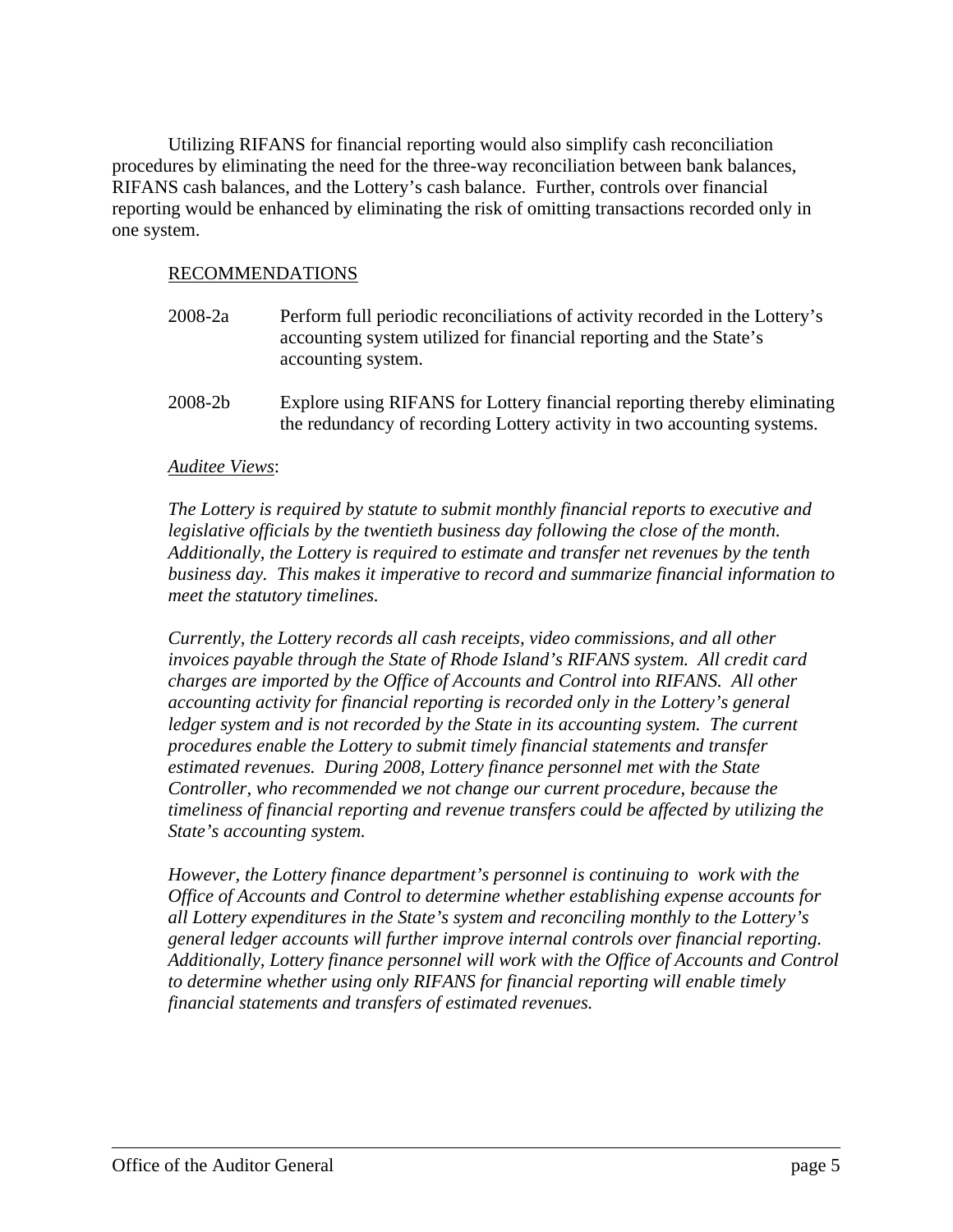Utilizing RIFANS for financial reporting would also simplify cash reconciliation procedures by eliminating the need for the three-way reconciliation between bank balances, RIFANS cash balances, and the Lottery's cash balance. Further, controls over financial reporting would be enhanced by eliminating the risk of omitting transactions recorded only in one system.

RECOMMENDATIONS

2008-2a Perform full periodic reconciliations of activity recorded in the Lottery's accounting system utilized for financial reporting and the State's accounting system.

2008-2b Explore using RIFANS for Lottery financial reporting thereby eliminating the redundancy of recording Lottery activity in two accounting systems.

*Auditee Views*:

*The Lottery is required by statute to submit monthly financial reports to executive and legislative officials by the twentieth business day following the close of the month. Additionally, the Lottery is required to estimate and transfer net revenues by the tenth business day. This makes it imperative to record and summarize financial information to meet the statutory timelines.*

*Currently, the Lottery records all cash receipts, video commissions, and all other invoices payable through the State of Rhode Island's RIFANS system. All credit card charges are imported by the Office of Accounts and Control into RIFANS. All other accounting activity for financial reporting is recorded only in the Lottery's general ledger system and is not recorded by the State in its accounting system. The current procedures enable the Lottery to submit timely financial statements and transfer estimated revenues. During 2008, Lottery finance personnel met with the State Controller, who recommended we not change our current procedure, because the timeliness of financial reporting and revenue transfers could be affected by utilizing the State's accounting system.*

*However, the Lottery finance department's personnel is continuing to work with the Office of Accounts and Control to determine whether establishing expense accounts for all Lottery expenditures in the State's system and reconciling monthly to the Lottery's general ledger accounts will further improve internal controls over financial reporting. Additionally, Lottery finance personnel will work with the Office of Accounts and Control to determine whether using only RIFANS for financial reporting will enable timely financial statements and transfers of estimated revenues.*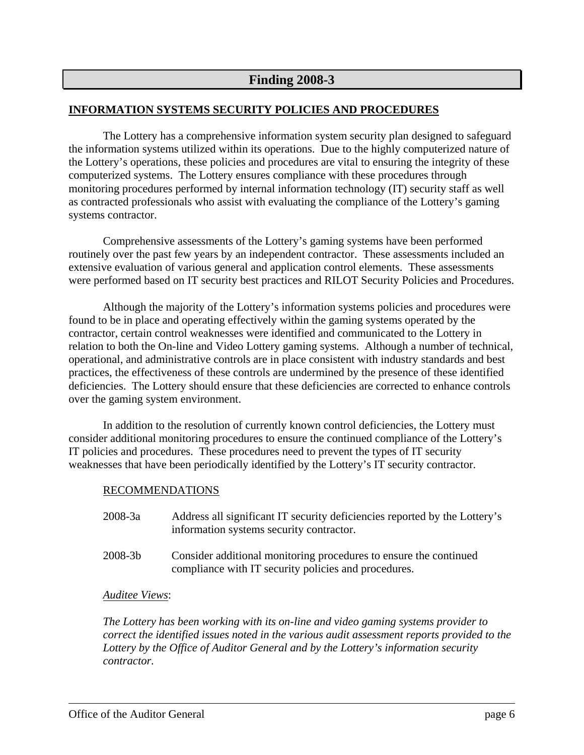## Finding 2008-3

**INFORMATION SYSTEMS SECURITY POLICIES AND PROCEDURES**

The Lottery has a comprehensive information system security plan designed to safeguard the information systems utilized within its operations. Due to the highly computerized nature of the Lottery's operations, these policies and procedures are vital to ensuring the integrity of these computerized systems. The Lottery ensures compliance with these procedures through monitoring procedures performed by internal information technology (IT) security staff as well as contracted professionals who assist with evaluating the compliance of the Lottery's gaming systems contractor.

Comprehensive assessments of the Lottery's gaming systems have been performed routinely over the past few years by an independent contractor. These assessments included an extensive evaluation of various general and application control elements. These assessments were performed based on IT security best practices and RILOT Security Policies and Procedures.

Although the majority of the Lottery's information systems policies and procedures were found to be in place and operating effectively within the gaming systems operated by the contractor, certain control weaknesses were identified and communicated to the Lottery in relation to both the On-line and Video Lottery gaming systems. Although a number of technical, operational, and administrative controls are in place consistent with industry standards and best practices, the effectiveness of these controls are undermined by the presence of these identified deficiencies. The Lottery should ensure that these deficiencies are corrected to enhance controls over the gaming system environment.

In addition to the resolution of currently known control deficiencies, the Lottery must consider additional monitoring procedures to ensure the continued compliance of the Lottery's IT policies and procedures. These procedures need to prevent the types of IT security weaknesses that have been periodically identified by the Lottery's IT security contractor.

RECOMMENDATIONS

2008-3a Address all significant IT security deficiencies reported by the Lottery's information systems security contractor.

2008-3b Consider additional monitoring procedures to ensure the continued compliance with IT security policies and procedures.

*Auditee Views*:

*The Lottery has been working with its on-line and video gaming systems provider to correct the identified issues noted in the various audit assessment reports provided to the Lottery by the Office of Auditor General and by the Lottery's information security contractor.*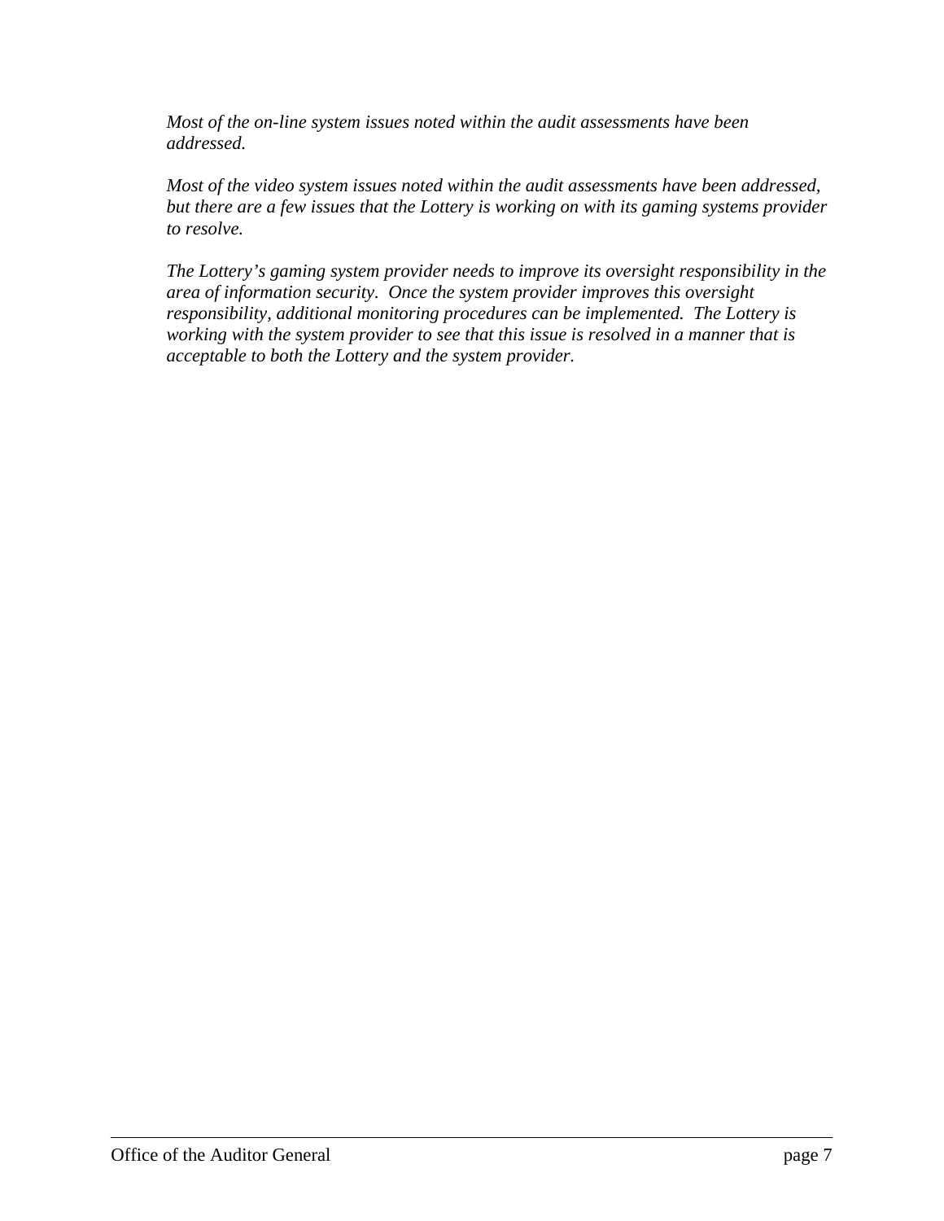*Most of the on-line system issues noted within the audit assessments have been addressed.*

*Most of the video system issues noted within the audit assessments have been addressed, but there are a few issues that the Lottery is working on with its gaming systems provider to resolve.*

*The Lottery's gaming system provider needs to improve its oversight responsibility in the area of information security. Once the system provider improves this oversight responsibility, additional monitoring procedures can be implemented. The Lottery is working with the system provider to see that this issue is resolved in a manner that is acceptable to both the Lottery and the system provider.*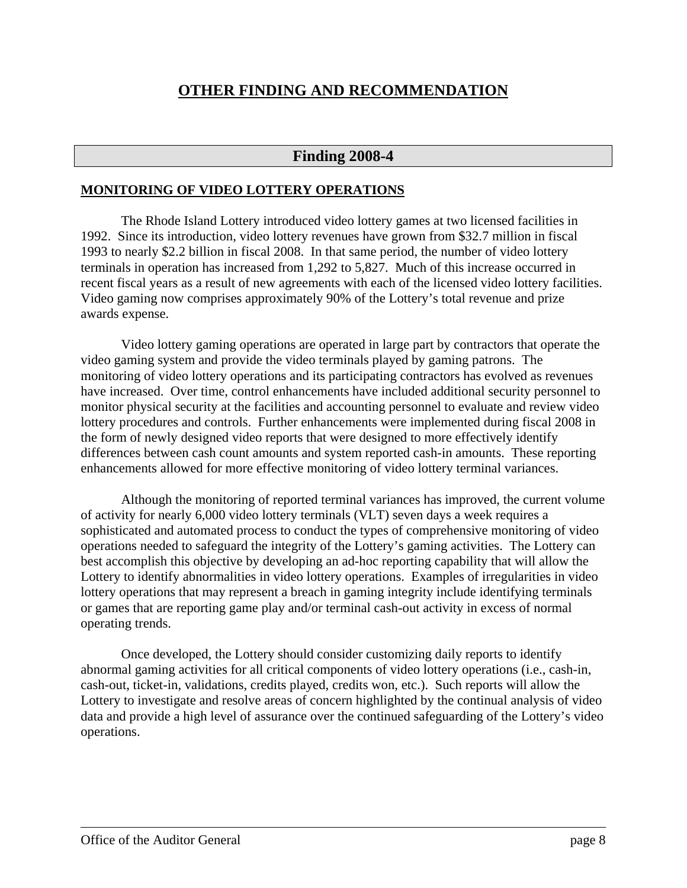# OTHER FINDING AND RECOMMENDATION

## Finding 2008-4

**MONITORING OF VIDEO LOTTERY OPERATIONS**

The Rhode Island Lottery introduced video lottery games at two licensed facilities in 1992. Since its introduction, video lottery revenues have grown from $32.7 million in fiscal 1993 to nearly $2.2 billion in fiscal 2008. In that same period, the number of video lottery terminals in operation has increased from 1,292 to 5,827. Much of this increase occurred in recent fiscal years as a result of new agreements with each of the licensed video lottery facilities. Video gaming now comprises approximately 90% of the Lottery's total revenue and prize awards expense.

Video lottery gaming operations are operated in large part by contractors that operate the video gaming system and provide the video terminals played by gaming patrons. The monitoring of video lottery operations and its participating contractors has evolved as revenues have increased. Over time, control enhancements have included additional security personnel to monitor physical security at the facilities and accounting personnel to evaluate and review video lottery procedures and controls. Further enhancements were implemented during fiscal 2008 in the form of newly designed video reports that were designed to more effectively identify differences between cash count amounts and system reported cash-in amounts. These reporting enhancements allowed for more effective monitoring of video lottery terminal variances.

Although the monitoring of reported terminal variances has improved, the current volume of activity for nearly 6,000 video lottery terminals (VLT) seven days a week requires a sophisticated and automated process to conduct the types of comprehensive monitoring of video operations needed to safeguard the integrity of the Lottery's gaming activities. The Lottery can best accomplish this objective by developing an ad-hoc reporting capability that will allow the Lottery to identify abnormalities in video lottery operations. Examples of irregularities in video lottery operations that may represent a breach in gaming integrity include identifying terminals or games that are reporting game play and/or terminal cash-out activity in excess of normal operating trends.

Once developed, the Lottery should consider customizing daily reports to identify abnormal gaming activities for all critical components of video lottery operations (i.e., cash-in, cash-out, ticket-in, validations, credits played, credits won, etc.). Such reports will allow the Lottery to investigate and resolve areas of concern highlighted by the continual analysis of video data and provide a high level of assurance over the continued safeguarding of the Lottery's video operations.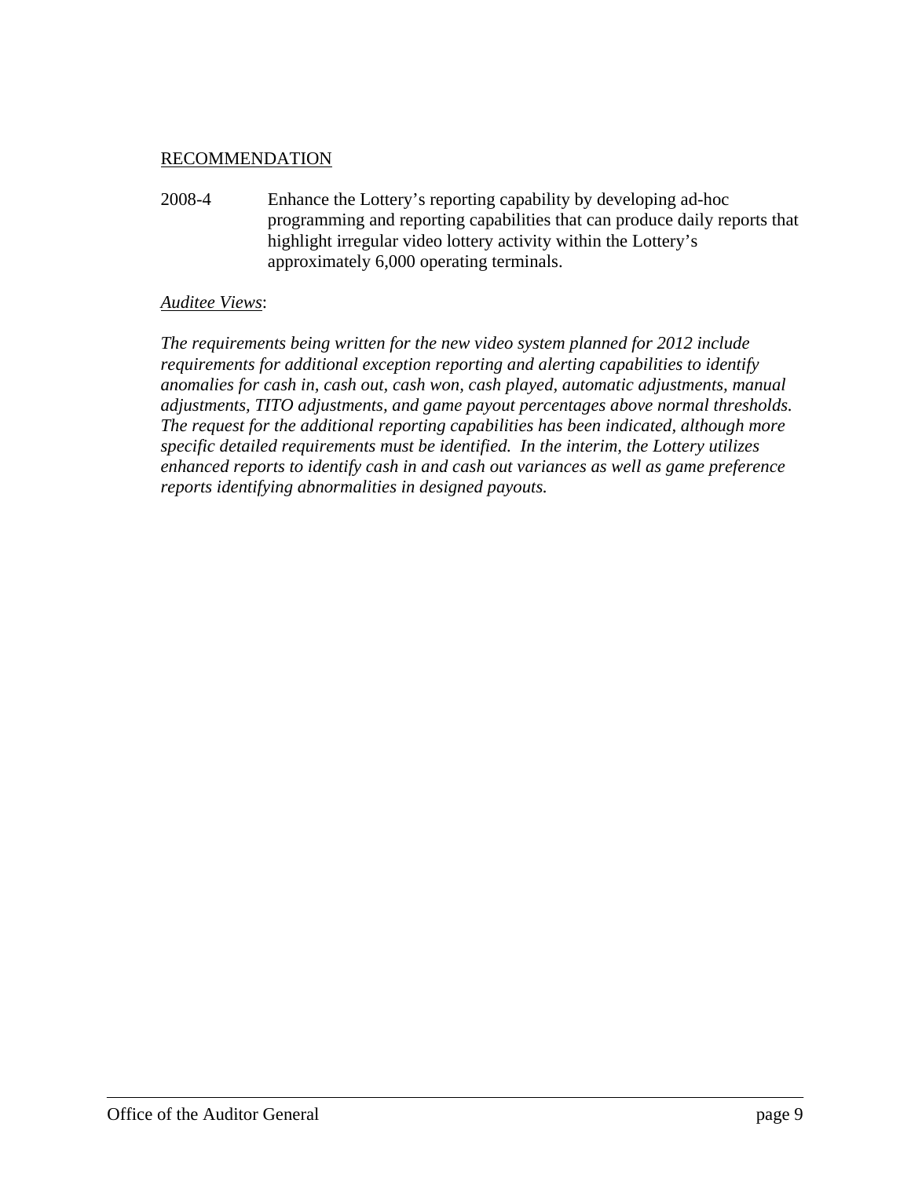RECOMMENDATION

2008-4 Enhance the Lottery's reporting capability by developing ad-hoc programming and reporting capabilities that can produce daily reports that highlight irregular video lottery activity within the Lottery's approximately 6,000 operating terminals.

*Auditee Views*:

*The requirements being written for the new video system planned for 2012 include requirements for additional exception reporting and alerting capabilities to identify anomalies for cash in, cash out, cash won, cash played, automatic adjustments, manual adjustments, TITO adjustments, and game payout percentages above normal thresholds. The request for the additional reporting capabilities has been indicated, although more specific detailed requirements must be identified. In the interim, the Lottery utilizes enhanced reports to identify cash in and cash out variances as well as game preference reports identifying abnormalities in designed payouts.*